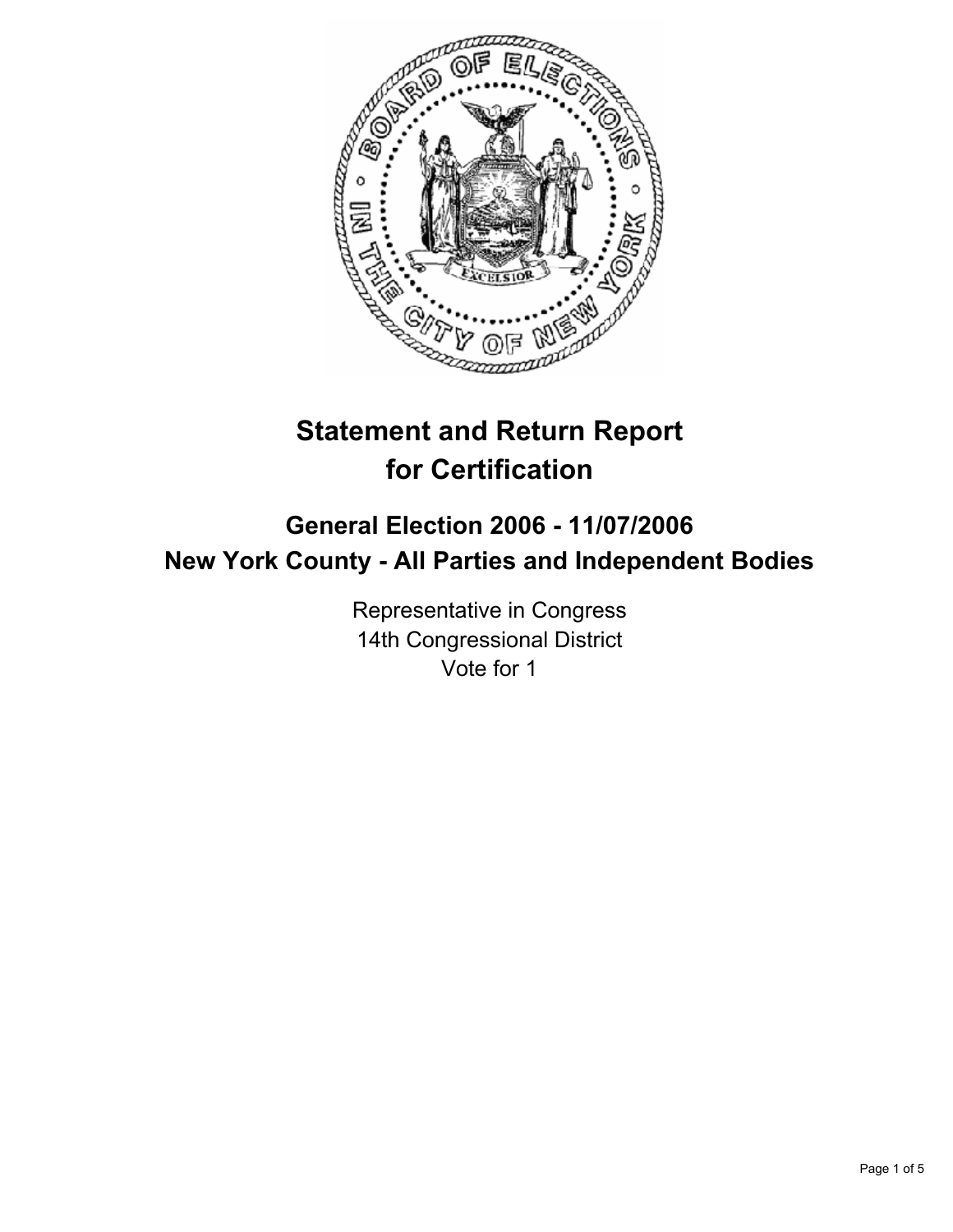# Statement and Return Report for Certification

## General Election 2006 - 11/07/2006
## New York County - All Parties and Independent Bodies

Representative in Congress
14th Congressional District
Vote for 1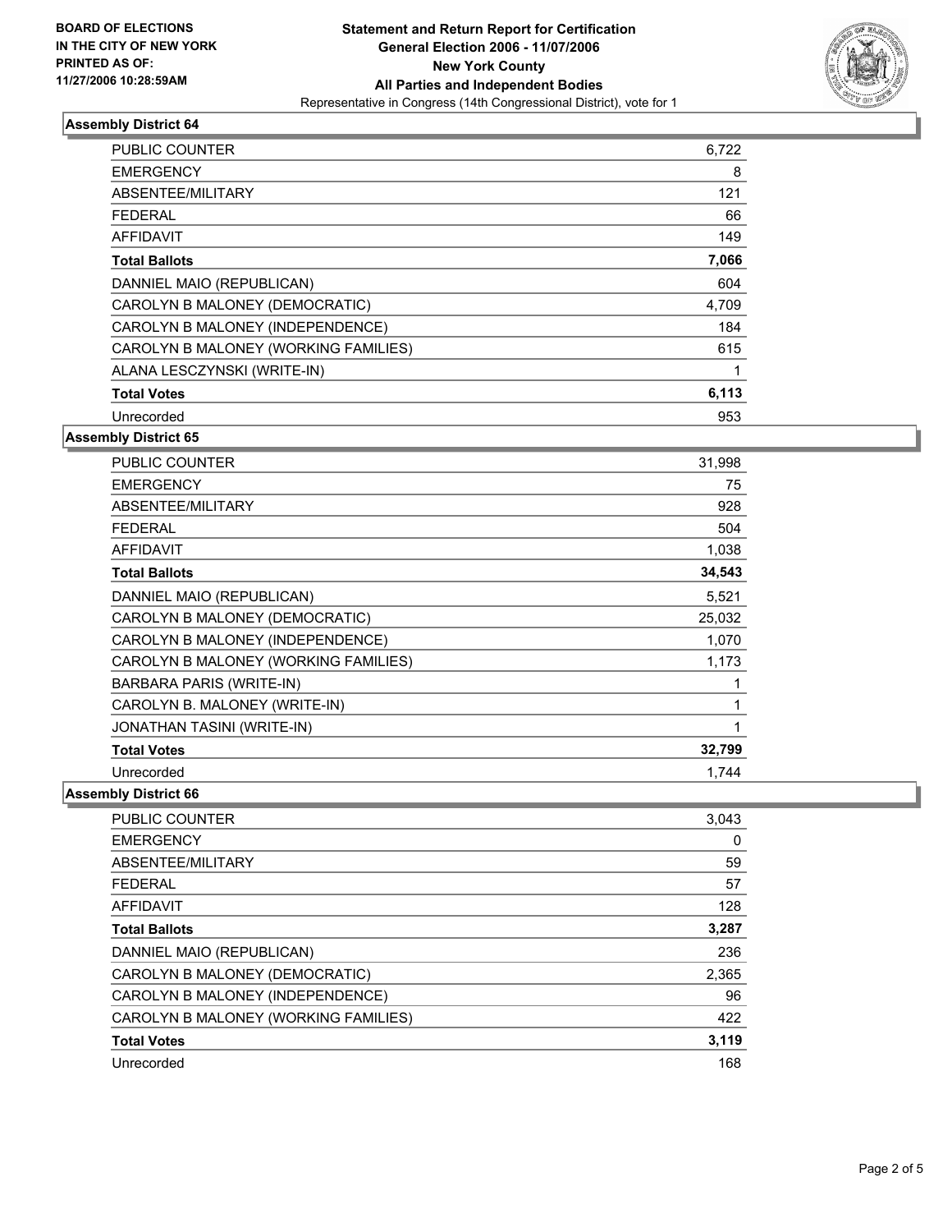**BOARD OF ELECTIONS IN THE CITY OF NEW YORK PRINTED AS OF: 11/27/2006 10:28:59AM**

**Statement and Return Report for Certification**
**General Election 2006 - 11/07/2006**
**New York County**
**All Parties and Independent Bodies**
Representative in Congress (14th Congressional District), vote for 1

### Assembly District 64

| | |
|---|---|
| PUBLIC COUNTER | 6,722 |
| EMERGENCY | 8 |
| ABSENTEE/MILITARY | 121 |
| FEDERAL | 66 |
| AFFIDAVIT | 149 |
| **Total Ballots** | **7,066** |
| DANNIEL MAIO (REPUBLICAN) | 604 |
| CAROLYN B MALONEY (DEMOCRATIC) | 4,709 |
| CAROLYN B MALONEY (INDEPENDENCE) | 184 |
| CAROLYN B MALONEY (WORKING FAMILIES) | 615 |
| ALANA LESCZYNSKI (WRITE-IN) | 1 |
| **Total Votes** | **6,113** |
| Unrecorded | 953 |

### Assembly District 65

| | |
|---|---|
| PUBLIC COUNTER | 31,998 |
| EMERGENCY | 75 |
| ABSENTEE/MILITARY | 928 |
| FEDERAL | 504 |
| AFFIDAVIT | 1,038 |
| **Total Ballots** | **34,543** |
| DANNIEL MAIO (REPUBLICAN) | 5,521 |
| CAROLYN B MALONEY (DEMOCRATIC) | 25,032 |
| CAROLYN B MALONEY (INDEPENDENCE) | 1,070 |
| CAROLYN B MALONEY (WORKING FAMILIES) | 1,173 |
| BARBARA PARIS (WRITE-IN) | 1 |
| CAROLYN B. MALONEY (WRITE-IN) | 1 |
| JONATHAN TASINI (WRITE-IN) | 1 |
| **Total Votes** | **32,799** |
| Unrecorded | 1,744 |

### Assembly District 66

| | |
|---|---|
| PUBLIC COUNTER | 3,043 |
| EMERGENCY | 0 |
| ABSENTEE/MILITARY | 59 |
| FEDERAL | 57 |
| AFFIDAVIT | 128 |
| **Total Ballots** | **3,287** |
| DANNIEL MAIO (REPUBLICAN) | 236 |
| CAROLYN B MALONEY (DEMOCRATIC) | 2,365 |
| CAROLYN B MALONEY (INDEPENDENCE) | 96 |
| CAROLYN B MALONEY (WORKING FAMILIES) | 422 |
| **Total Votes** | **3,119** |
| Unrecorded | 168 |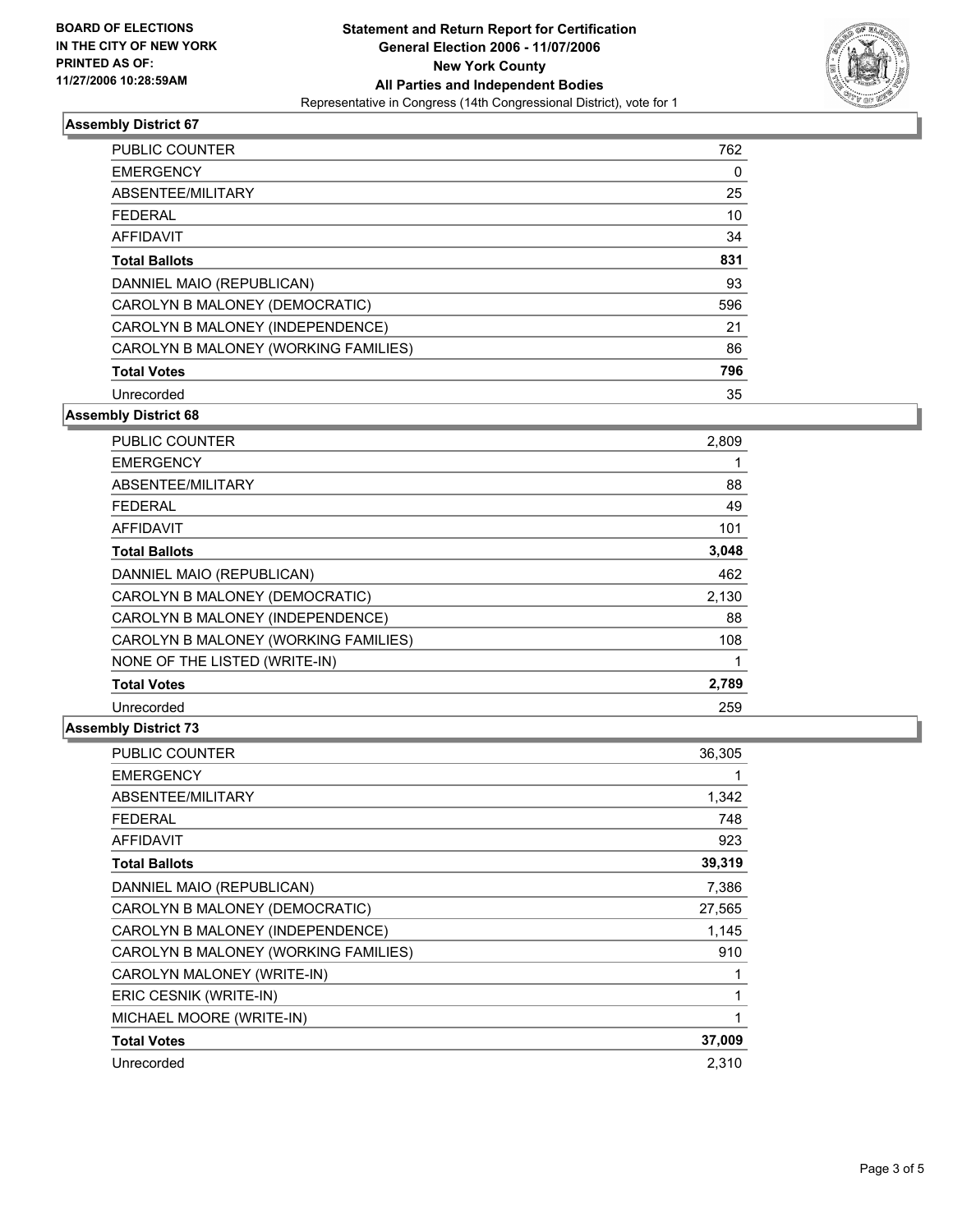**BOARD OF ELECTIONS IN THE CITY OF NEW YORK**
**PRINTED AS OF: 11/27/2006 10:28:59AM**

**Statement and Return Report for Certification**
**General Election 2006 - 11/07/2006**
**New York County**
**All Parties and Independent Bodies**
Representative in Congress (14th Congressional District), vote for 1

### Assembly District 67

| | |
|---|---|
| PUBLIC COUNTER | 762 |
| EMERGENCY | 0 |
| ABSENTEE/MILITARY | 25 |
| FEDERAL | 10 |
| AFFIDAVIT | 34 |
| **Total Ballots** | **831** |
| DANNIEL MAIO (REPUBLICAN) | 93 |
| CAROLYN B MALONEY (DEMOCRATIC) | 596 |
| CAROLYN B MALONEY (INDEPENDENCE) | 21 |
| CAROLYN B MALONEY (WORKING FAMILIES) | 86 |
| **Total Votes** | **796** |
| Unrecorded | 35 |

### Assembly District 68

| | |
|---|---|
| PUBLIC COUNTER | 2,809 |
| EMERGENCY | 1 |
| ABSENTEE/MILITARY | 88 |
| FEDERAL | 49 |
| AFFIDAVIT | 101 |
| **Total Ballots** | **3,048** |
| DANNIEL MAIO (REPUBLICAN) | 462 |
| CAROLYN B MALONEY (DEMOCRATIC) | 2,130 |
| CAROLYN B MALONEY (INDEPENDENCE) | 88 |
| CAROLYN B MALONEY (WORKING FAMILIES) | 108 |
| NONE OF THE LISTED (WRITE-IN) | 1 |
| **Total Votes** | **2,789** |
| Unrecorded | 259 |

### Assembly District 73

| | |
|---|---|
| PUBLIC COUNTER | 36,305 |
| EMERGENCY | 1 |
| ABSENTEE/MILITARY | 1,342 |
| FEDERAL | 748 |
| AFFIDAVIT | 923 |
| **Total Ballots** | **39,319** |
| DANNIEL MAIO (REPUBLICAN) | 7,386 |
| CAROLYN B MALONEY (DEMOCRATIC) | 27,565 |
| CAROLYN B MALONEY (INDEPENDENCE) | 1,145 |
| CAROLYN B MALONEY (WORKING FAMILIES) | 910 |
| CAROLYN MALONEY (WRITE-IN) | 1 |
| ERIC CESNIK (WRITE-IN) | 1 |
| MICHAEL MOORE (WRITE-IN) | 1 |
| **Total Votes** | **37,009** |
| Unrecorded | 2,310 |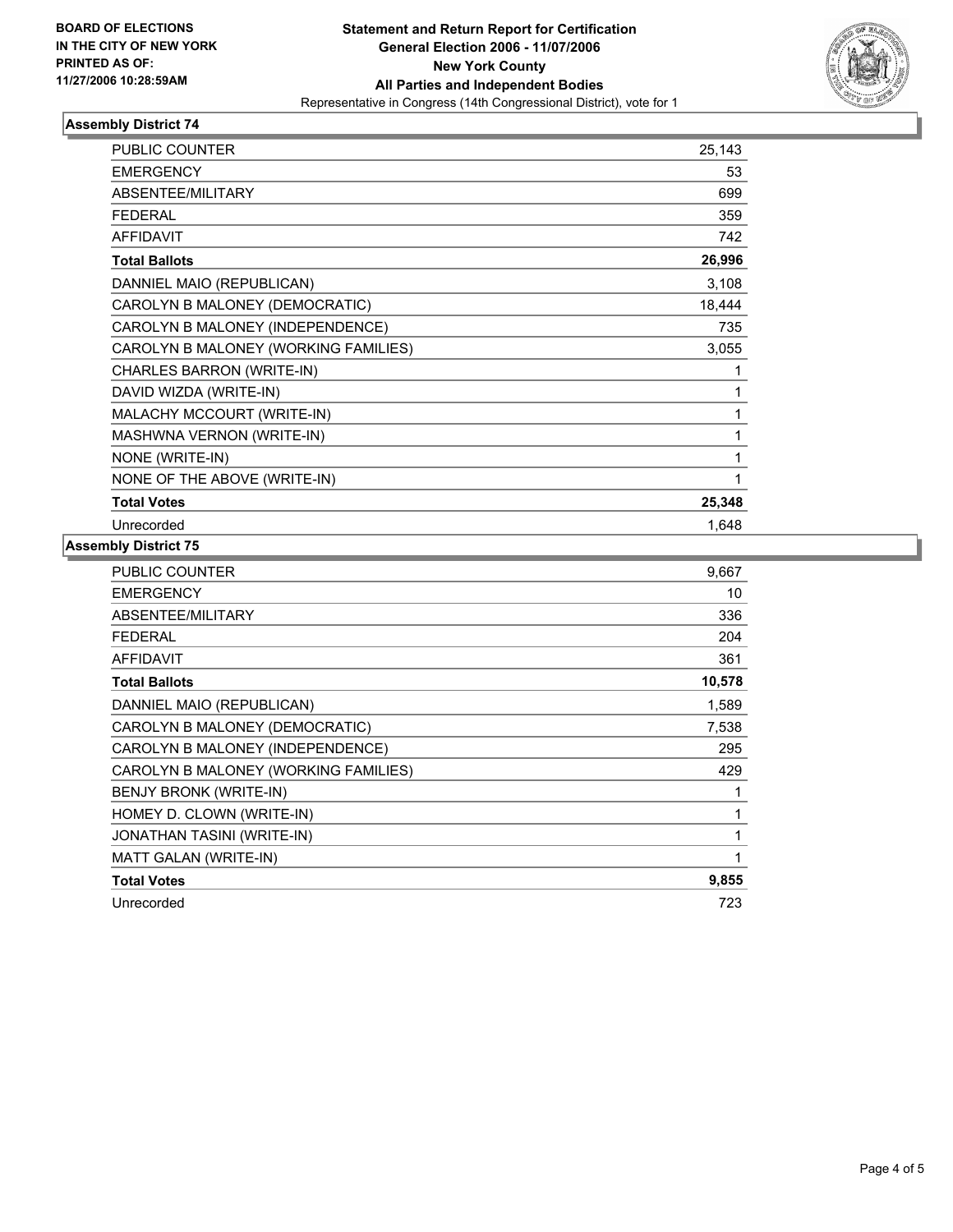**BOARD OF ELECTIONS IN THE CITY OF NEW YORK PRINTED AS OF: 11/27/2006 10:28:59AM**

# Statement and Return Report for Certification
## General Election 2006 - 11/07/2006
## New York County
## All Parties and Independent Bodies
Representative in Congress (14th Congressional District), vote for 1

### Assembly District 74

| | |
|---|---|
| PUBLIC COUNTER | 25,143 |
| EMERGENCY | 53 |
| ABSENTEE/MILITARY | 699 |
| FEDERAL | 359 |
| AFFIDAVIT | 742 |
| **Total Ballots** | **26,996** |
| DANNIEL MAIO (REPUBLICAN) | 3,108 |
| CAROLYN B MALONEY (DEMOCRATIC) | 18,444 |
| CAROLYN B MALONEY (INDEPENDENCE) | 735 |
| CAROLYN B MALONEY (WORKING FAMILIES) | 3,055 |
| CHARLES BARRON (WRITE-IN) | 1 |
| DAVID WIZDA (WRITE-IN) | 1 |
| MALACHY MCCOURT (WRITE-IN) | 1 |
| MASHWNA VERNON (WRITE-IN) | 1 |
| NONE (WRITE-IN) | 1 |
| NONE OF THE ABOVE (WRITE-IN) | 1 |
| **Total Votes** | **25,348** |
| Unrecorded | 1,648 |

### Assembly District 75

| | |
|---|---|
| PUBLIC COUNTER | 9,667 |
| EMERGENCY | 10 |
| ABSENTEE/MILITARY | 336 |
| FEDERAL | 204 |
| AFFIDAVIT | 361 |
| **Total Ballots** | **10,578** |
| DANNIEL MAIO (REPUBLICAN) | 1,589 |
| CAROLYN B MALONEY (DEMOCRATIC) | 7,538 |
| CAROLYN B MALONEY (INDEPENDENCE) | 295 |
| CAROLYN B MALONEY (WORKING FAMILIES) | 429 |
| BENJY BRONK (WRITE-IN) | 1 |
| HOMEY D. CLOWN (WRITE-IN) | 1 |
| JONATHAN TASINI (WRITE-IN) | 1 |
| MATT GALAN (WRITE-IN) | 1 |
| **Total Votes** | **9,855** |
| Unrecorded | 723 |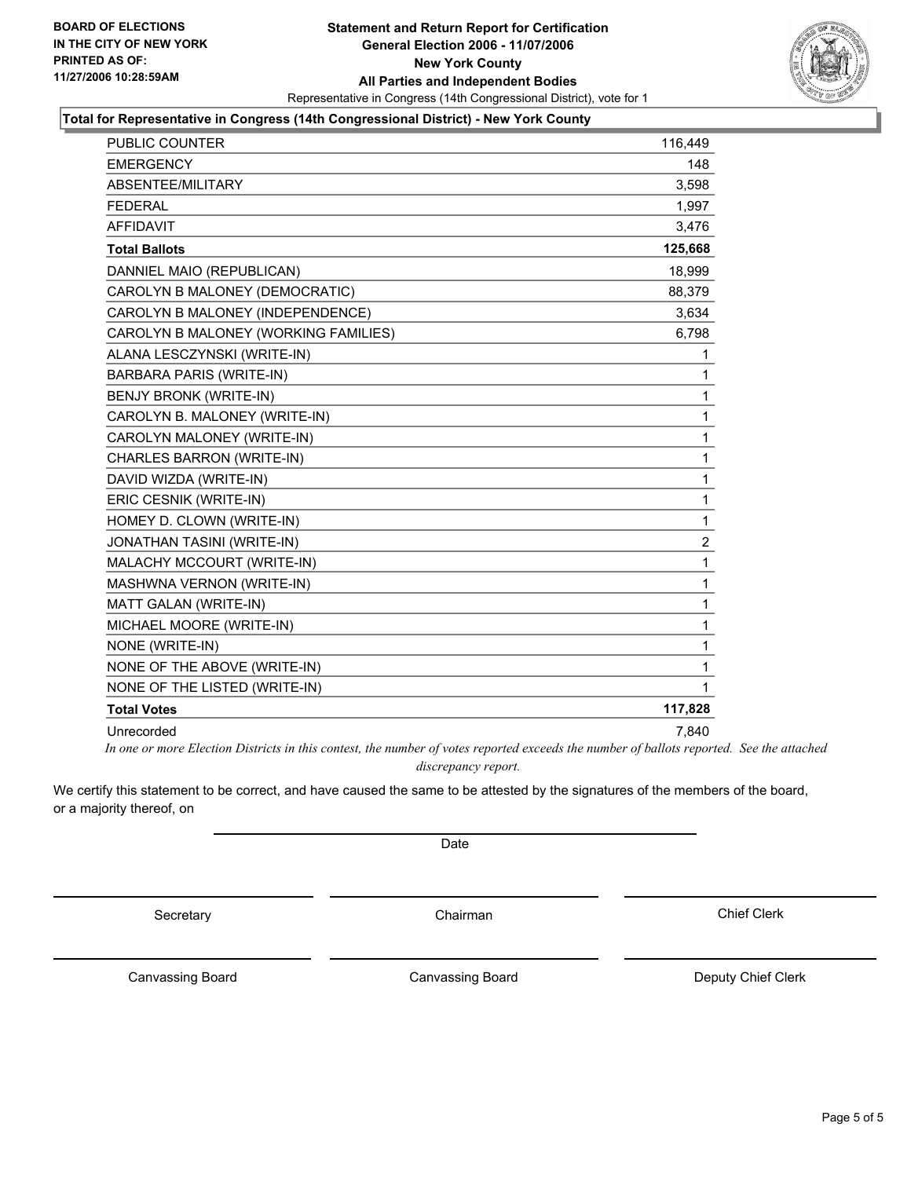**BOARD OF ELECTIONS IN THE CITY OF NEW YORK PRINTED AS OF: 11/27/2006 10:28:59AM**

**Statement and Return Report for Certification General Election 2006 - 11/07/2006 New York County All Parties and Independent Bodies**

Representative in Congress (14th Congressional District), vote for 1

**Total for Representative in Congress (14th Congressional District) - New York County**

| | |
|---|---|
| PUBLIC COUNTER | 116,449 |
| EMERGENCY | 148 |
| ABSENTEE/MILITARY | 3,598 |
| FEDERAL | 1,997 |
| AFFIDAVIT | 3,476 |
| **Total Ballots** | **125,668** |
| DANNIEL MAIO (REPUBLICAN) | 18,999 |
| CAROLYN B MALONEY (DEMOCRATIC) | 88,379 |
| CAROLYN B MALONEY (INDEPENDENCE) | 3,634 |
| CAROLYN B MALONEY (WORKING FAMILIES) | 6,798 |
| ALANA LESCZYNSKI (WRITE-IN) | 1 |
| BARBARA PARIS (WRITE-IN) | 1 |
| BENJY BRONK (WRITE-IN) | 1 |
| CAROLYN B. MALONEY (WRITE-IN) | 1 |
| CAROLYN MALONEY (WRITE-IN) | 1 |
| CHARLES BARRON (WRITE-IN) | 1 |
| DAVID WIZDA (WRITE-IN) | 1 |
| ERIC CESNIK (WRITE-IN) | 1 |
| HOMEY D. CLOWN (WRITE-IN) | 1 |
| JONATHAN TASINI (WRITE-IN) | 2 |
| MALACHY MCCOURT (WRITE-IN) | 1 |
| MASHWNA VERNON (WRITE-IN) | 1 |
| MATT GALAN (WRITE-IN) | 1 |
| MICHAEL MOORE (WRITE-IN) | 1 |
| NONE (WRITE-IN) | 1 |
| NONE OF THE ABOVE (WRITE-IN) | 1 |
| NONE OF THE LISTED (WRITE-IN) | 1 |
| **Total Votes** | **117,828** |
| Unrecorded | 7,840 |

*In one or more Election Districts in this contest, the number of votes reported exceeds the number of ballots reported. See the attached discrepancy report.*

We certify this statement to be correct, and have caused the same to be attested by the signatures of the members of the board, or a majority thereof, on

Date

Secretary | Chairman | Chief Clerk

Canvassing Board | Canvassing Board | Deputy Chief Clerk